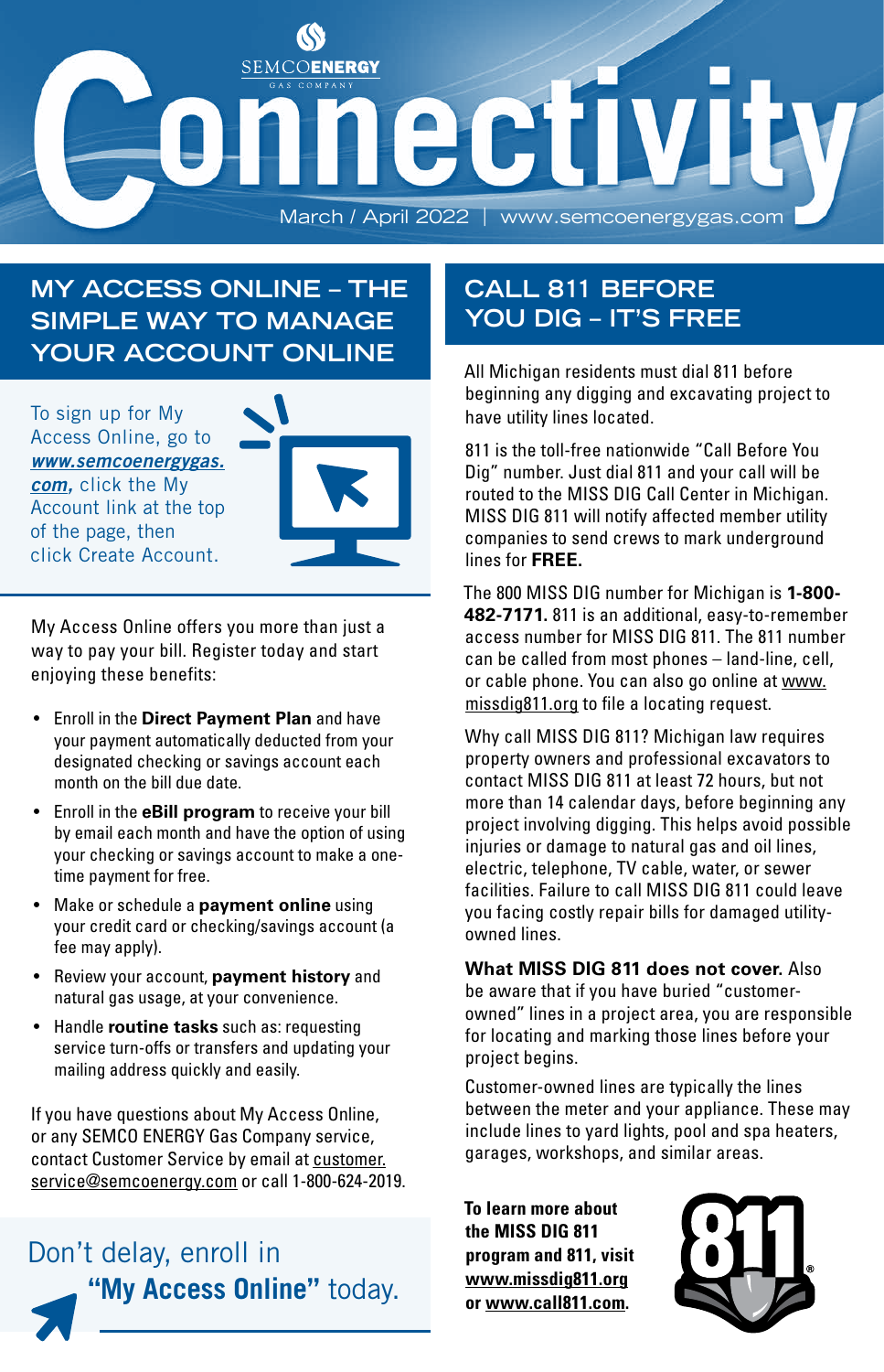SEMCO ENERGY GAS COMPANY

# Connectivity

March / April 2022 | www.semcoenergygas.com

## MY ACCESS ONLINE – THE SIMPLE WAY TO MANAGE YOUR ACCOUNT ONLINE

To sign up for My Access Online, go to ***www.semcoenergygas.com***, click the My Account link at the top of the page, then click Create Account.

My Access Online offers you more than just a way to pay your bill. Register today and start enjoying these benefits:

- Enroll in the **Direct Payment Plan** and have your payment automatically deducted from your designated checking or savings account each month on the bill due date.
- Enroll in the **eBill program** to receive your bill by email each month and have the option of using your checking or savings account to make a one-time payment for free.
- Make or schedule a **payment online** using your credit card or checking/savings account (a fee may apply).
- Review your account, **payment history** and natural gas usage, at your convenience.
- Handle **routine tasks** such as: requesting service turn-offs or transfers and updating your mailing address quickly and easily.

If you have questions about My Access Online, or any SEMCO ENERGY Gas Company service, contact Customer Service by email at customer.service@semcoenergy.com or call 1-800-624-2019.

Don't delay, enroll in **"My Access Online"** today.

## CALL 811 BEFORE YOU DIG – IT'S FREE

All Michigan residents must dial 811 before beginning any digging and excavating project to have utility lines located.

811 is the toll-free nationwide "Call Before You Dig" number. Just dial 811 and your call will be routed to the MISS DIG Call Center in Michigan. MISS DIG 811 will notify affected member utility companies to send crews to mark underground lines for **FREE.**

The 800 MISS DIG number for Michigan is **1-800-482-7171.** 811 is an additional, easy-to-remember access number for MISS DIG 811. The 811 number can be called from most phones – land-line, cell, or cable phone. You can also go online at www.missdig811.org to file a locating request.

Why call MISS DIG 811? Michigan law requires property owners and professional excavators to contact MISS DIG 811 at least 72 hours, but not more than 14 calendar days, before beginning any project involving digging. This helps avoid possible injuries or damage to natural gas and oil lines, electric, telephone, TV cable, water, or sewer facilities. Failure to call MISS DIG 811 could leave you facing costly repair bills for damaged utility-owned lines.

**What MISS DIG 811 does not cover.** Also be aware that if you have buried "customer-owned" lines in a project area, you are responsible for locating and marking those lines before your project begins.

Customer-owned lines are typically the lines between the meter and your appliance. These may include lines to yard lights, pool and spa heaters, garages, workshops, and similar areas.

**To learn more about the MISS DIG 811 program and 811, visit www.missdig811.org or www.call811.com.**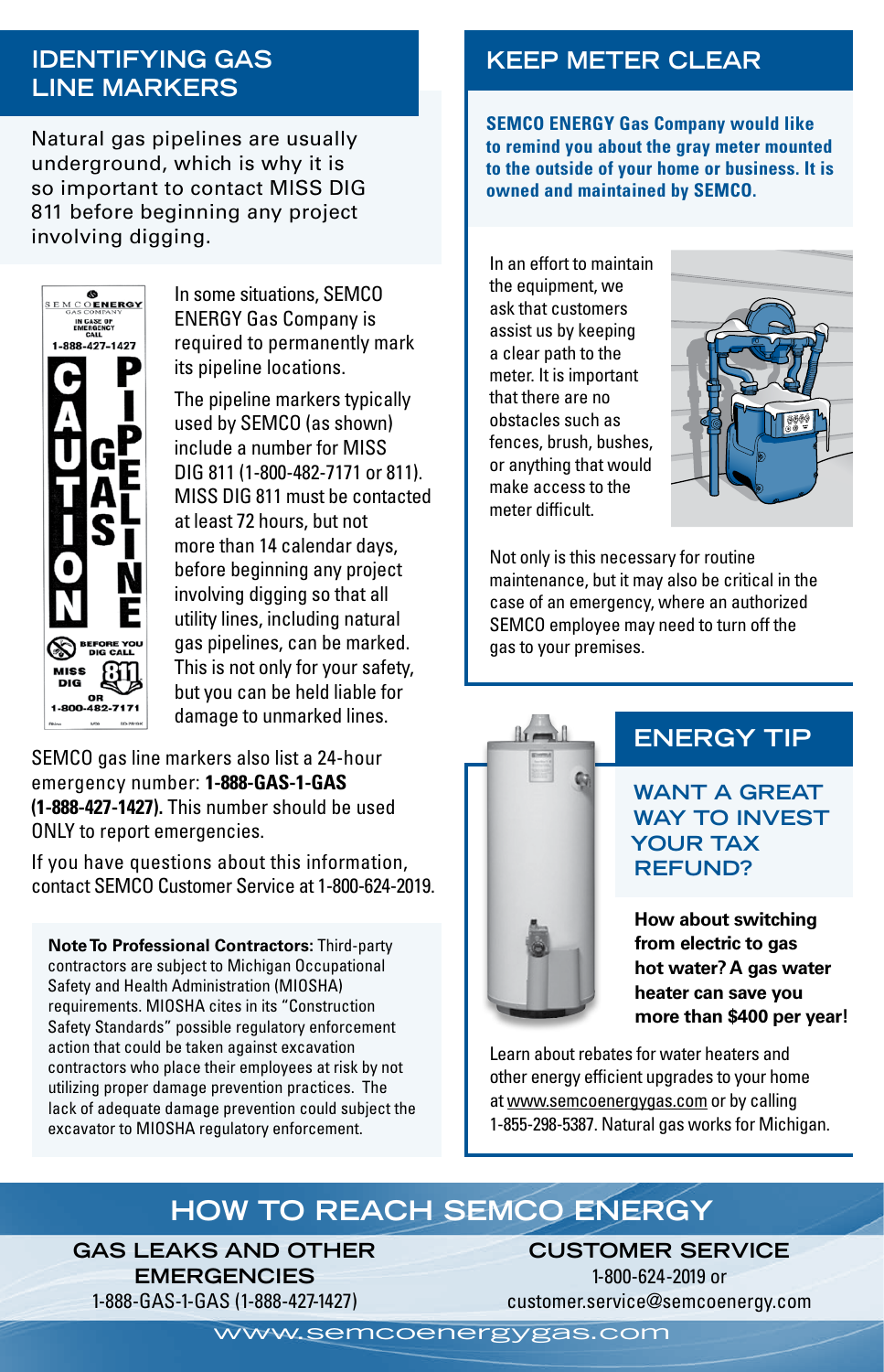## IDENTIFYING GAS LINE MARKERS

Natural gas pipelines are usually underground, which is why it is so important to contact MISS DIG 811 before beginning any project involving digging.

In some situations, SEMCO ENERGY Gas Company is required to permanently mark its pipeline locations.

The pipeline markers typically used by SEMCO (as shown) include a number for MISS DIG 811 (1-800-482-7171 or 811). MISS DIG 811 must be contacted at least 72 hours, but not more than 14 calendar days, before beginning any project involving digging so that all utility lines, including natural gas pipelines, can be marked. This is not only for your safety, but you can be held liable for damage to unmarked lines.

SEMCO gas line markers also list a 24-hour emergency number: **1-888-GAS-1-GAS (1-888-427-1427).** This number should be used ONLY to report emergencies.

If you have questions about this information, contact SEMCO Customer Service at 1-800-624-2019.

**Note To Professional Contractors:** Third-party contractors are subject to Michigan Occupational Safety and Health Administration (MIOSHA) requirements. MIOSHA cites in its "Construction Safety Standards" possible regulatory enforcement action that could be taken against excavation contractors who place their employees at risk by not utilizing proper damage prevention practices. The lack of adequate damage prevention could subject the excavator to MIOSHA regulatory enforcement.

## KEEP METER CLEAR

**SEMCO ENERGY Gas Company would like to remind you about the gray meter mounted to the outside of your home or business. It is owned and maintained by SEMCO.**

In an effort to maintain the equipment, we ask that customers assist us by keeping a clear path to the meter. It is important that there are no obstacles such as fences, brush, bushes, or anything that would make access to the meter difficult.

Not only is this necessary for routine maintenance, but it may also be critical in the case of an emergency, where an authorized SEMCO employee may need to turn off the gas to your premises.

## ENERGY TIP

### WANT A GREAT WAY TO INVEST YOUR TAX REFUND?

**How about switching from electric to gas hot water? A gas water heater can save you more than $400 per year!**

Learn about rebates for water heaters and other energy efficient upgrades to your home at www.semcoenergygas.com or by calling 1-855-298-5387. Natural gas works for Michigan.

## HOW TO REACH SEMCO ENERGY

**GAS LEAKS AND OTHER EMERGENCIES**
1-888-GAS-1-GAS (1-888-427-1427)

**CUSTOMER SERVICE**
1-800-624-2019 or
customer.service@semcoenergy.com

www.semcoenergygas.com